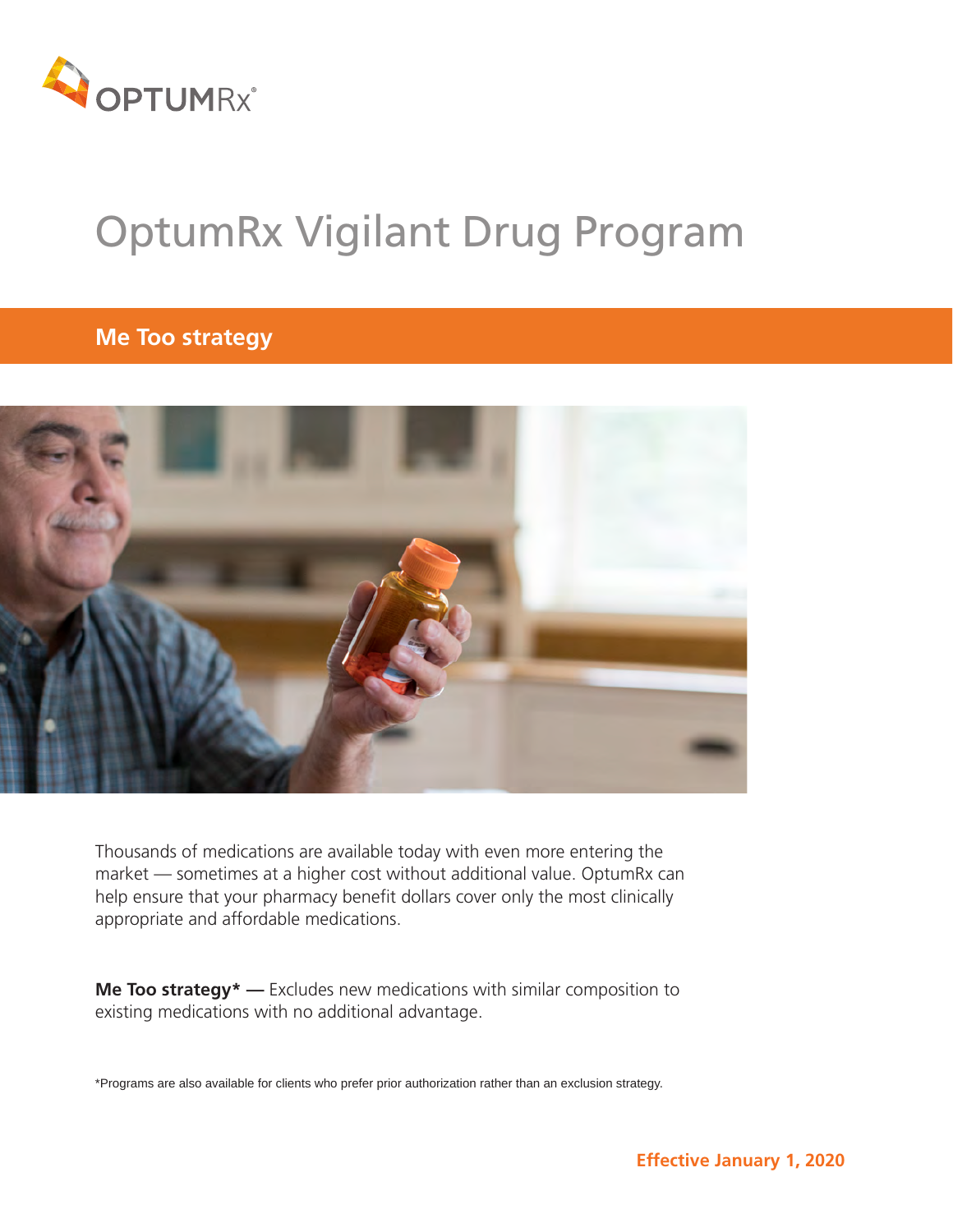OPTUMRx®

# OptumRx Vigilant Drug Program

## Me Too strategy

Thousands of medications are available today with even more entering the market — sometimes at a higher cost without additional value. OptumRx can help ensure that your pharmacy benefit dollars cover only the most clinically appropriate and affordable medications.

**Me Too strategy* —** Excludes new medications with similar composition to existing medications with no additional advantage.

*Programs are also available for clients who prefer prior authorization rather than an exclusion strategy.

**Effective January 1, 2020**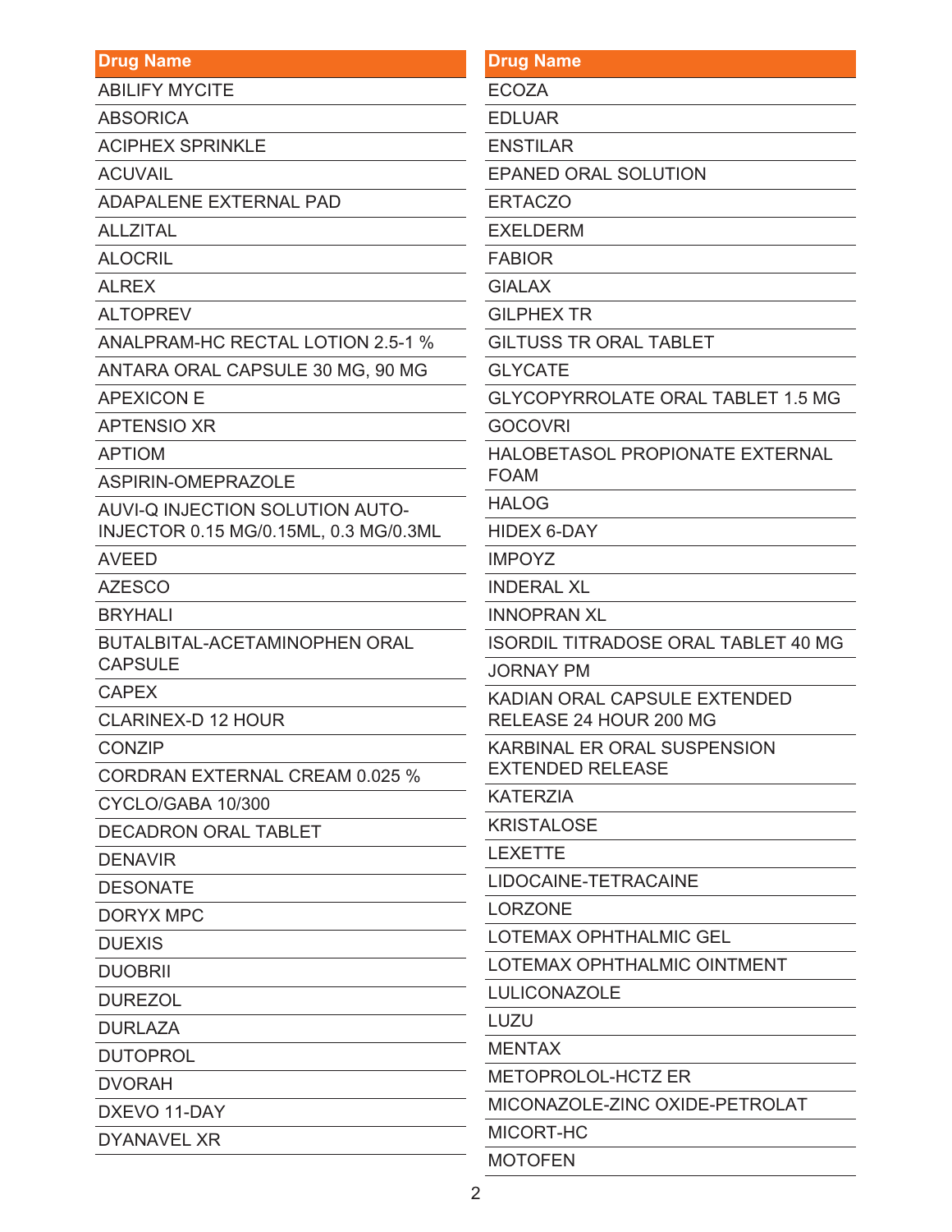| Drug Name |
| --- |
| ABILIFY MYCITE |
| ABSORICA |
| ACIPHEX SPRINKLE |
| ACUVAIL |
| ADAPALENE EXTERNAL PAD |
| ALLZITAL |
| ALOCRIL |
| ALREX |
| ALTOPREV |
| ANALPRAM-HC RECTAL LOTION 2.5-1 % |
| ANTARA ORAL CAPSULE 30 MG, 90 MG |
| APEXICON E |
| APTENSIO XR |
| APTIOM |
| ASPIRIN-OMEPRAZOLE |
| AUVI-Q INJECTION SOLUTION AUTO-INJECTOR 0.15 MG/0.15ML, 0.3 MG/0.3ML |
| AVEED |
| AZESCO |
| BRYHALI |
| BUTALBITAL-ACETAMINOPHEN ORAL CAPSULE |
| CAPEX |
| CLARINEX-D 12 HOUR |
| CONZIP |
| CORDRAN EXTERNAL CREAM 0.025 % |
| CYCLO/GABA 10/300 |
| DECADRON ORAL TABLET |
| DENAVIR |
| DESONATE |
| DORYX MPC |
| DUEXIS |
| DUOBRII |
| DUREZOL |
| DURLAZA |
| DUTOPROL |
| DVORAH |
| DXEVO 11-DAY |
| DYANAVEL XR |

| Drug Name |
| --- |
| ECOZA |
| EDLUAR |
| ENSTILAR |
| EPANED ORAL SOLUTION |
| ERTACZO |
| EXELDERM |
| FABIOR |
| GIALAX |
| GILPHEX TR |
| GILTUSS TR ORAL TABLET |
| GLYCATE |
| GLYCOPYRROLATE ORAL TABLET 1.5 MG |
| GOCOVRI |
| HALOBETASOL PROPIONATE EXTERNAL FOAM |
| HALOG |
| HIDEX 6-DAY |
| IMPOYZ |
| INDERAL XL |
| INNOPRAN XL |
| ISORDIL TITRADOSE ORAL TABLET 40 MG |
| JORNAY PM |
| KADIAN ORAL CAPSULE EXTENDED RELEASE 24 HOUR 200 MG |
| KARBINAL ER ORAL SUSPENSION EXTENDED RELEASE |
| KATERZIA |
| KRISTALOSE |
| LEXETTE |
| LIDOCAINE-TETRACAINE |
| LORZONE |
| LOTEMAX OPHTHALMIC GEL |
| LOTEMAX OPHTHALMIC OINTMENT |
| LULICONAZOLE |
| LUZU |
| MENTAX |
| METOPROLOL-HCTZ ER |
| MICONAZOLE-ZINC OXIDE-PETROLAT |
| MICORT-HC |
| MOTOFEN |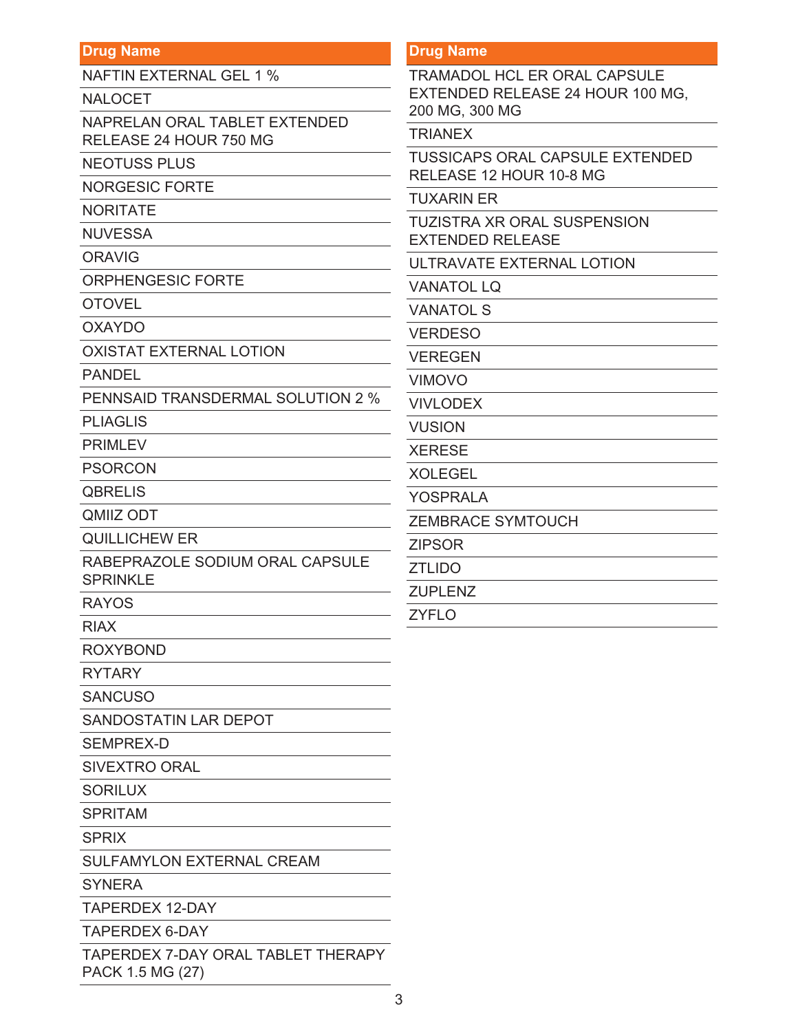| Drug Name |
| --- |
| NAFTIN EXTERNAL GEL 1 % |
| NALOCET |
| NAPRELAN ORAL TABLET EXTENDED RELEASE 24 HOUR 750 MG |
| NEOTUSS PLUS |
| NORGESIC FORTE |
| NORITATE |
| NUVESSA |
| ORAVIG |
| ORPHENGESIC FORTE |
| OTOVEL |
| OXAYDO |
| OXISTAT EXTERNAL LOTION |
| PANDEL |
| PENNSAID TRANSDERMAL SOLUTION 2 % |
| PLIAGLIS |
| PRIMLEV |
| PSORCON |
| QBRELIS |
| QMIIZ ODT |
| QUILLICHEW ER |
| RABEPRAZOLE SODIUM ORAL CAPSULE SPRINKLE |
| RAYOS |
| RIAX |
| ROXYBOND |
| RYTARY |
| SANCUSO |
| SANDOSTATIN LAR DEPOT |
| SEMPREX-D |
| SIVEXTRO ORAL |
| SORILUX |
| SPRITAM |
| SPRIX |
| SULFAMYLON EXTERNAL CREAM |
| SYNERA |
| TAPERDEX 12-DAY |
| TAPERDEX 6-DAY |
| TAPERDEX 7-DAY ORAL TABLET THERAPY PACK 1.5 MG (27) |
| TRAMADOL HCL ER ORAL CAPSULE EXTENDED RELEASE 24 HOUR 100 MG, 200 MG, 300 MG |
| TRIANEX |
| TUSSICAPS ORAL CAPSULE EXTENDED RELEASE 12 HOUR 10-8 MG |
| TUXARIN ER |
| TUZISTRA XR ORAL SUSPENSION EXTENDED RELEASE |
| ULTRAVATE EXTERNAL LOTION |
| VANATOL LQ |
| VANATOL S |
| VERDESO |
| VEREGEN |
| VIMOVO |
| VIVLODEX |
| VUSION |
| XERESE |
| XOLEGEL |
| YOSPRALA |
| ZEMBRACE SYMTOUCH |
| ZIPSOR |
| ZTLIDO |
| ZUPLENZ |
| ZYFLO |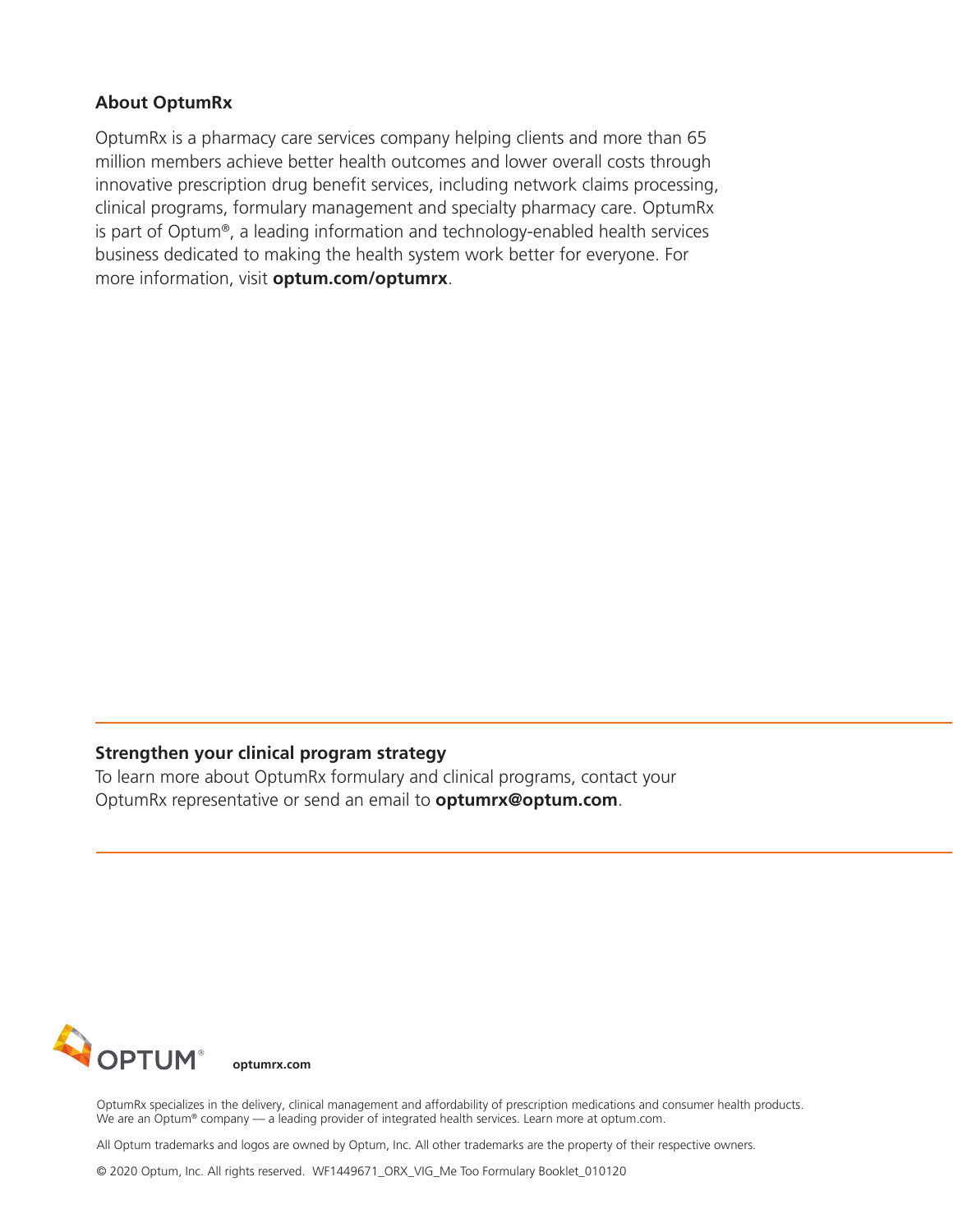## About OptumRx

OptumRx is a pharmacy care services company helping clients and more than 65 million members achieve better health outcomes and lower overall costs through innovative prescription drug benefit services, including network claims processing, clinical programs, formulary management and specialty pharmacy care. OptumRx is part of Optum®, a leading information and technology-enabled health services business dedicated to making the health system work better for everyone. For more information, visit **optum.com/optumrx**.

---

### Strengthen your clinical program strategy

To learn more about OptumRx formulary and clinical programs, contact your OptumRx representative or send an email to **optumrx@optum.com**.

---

OPTUM®   **optumrx.com**

OptumRx specializes in the delivery, clinical management and affordability of prescription medications and consumer health products. We are an Optum® company — a leading provider of integrated health services. Learn more at optum.com.

All Optum trademarks and logos are owned by Optum, Inc. All other trademarks are the property of their respective owners.

© 2020 Optum, Inc. All rights reserved. WF1449671_ORX_VIG_Me Too Formulary Booklet_010120